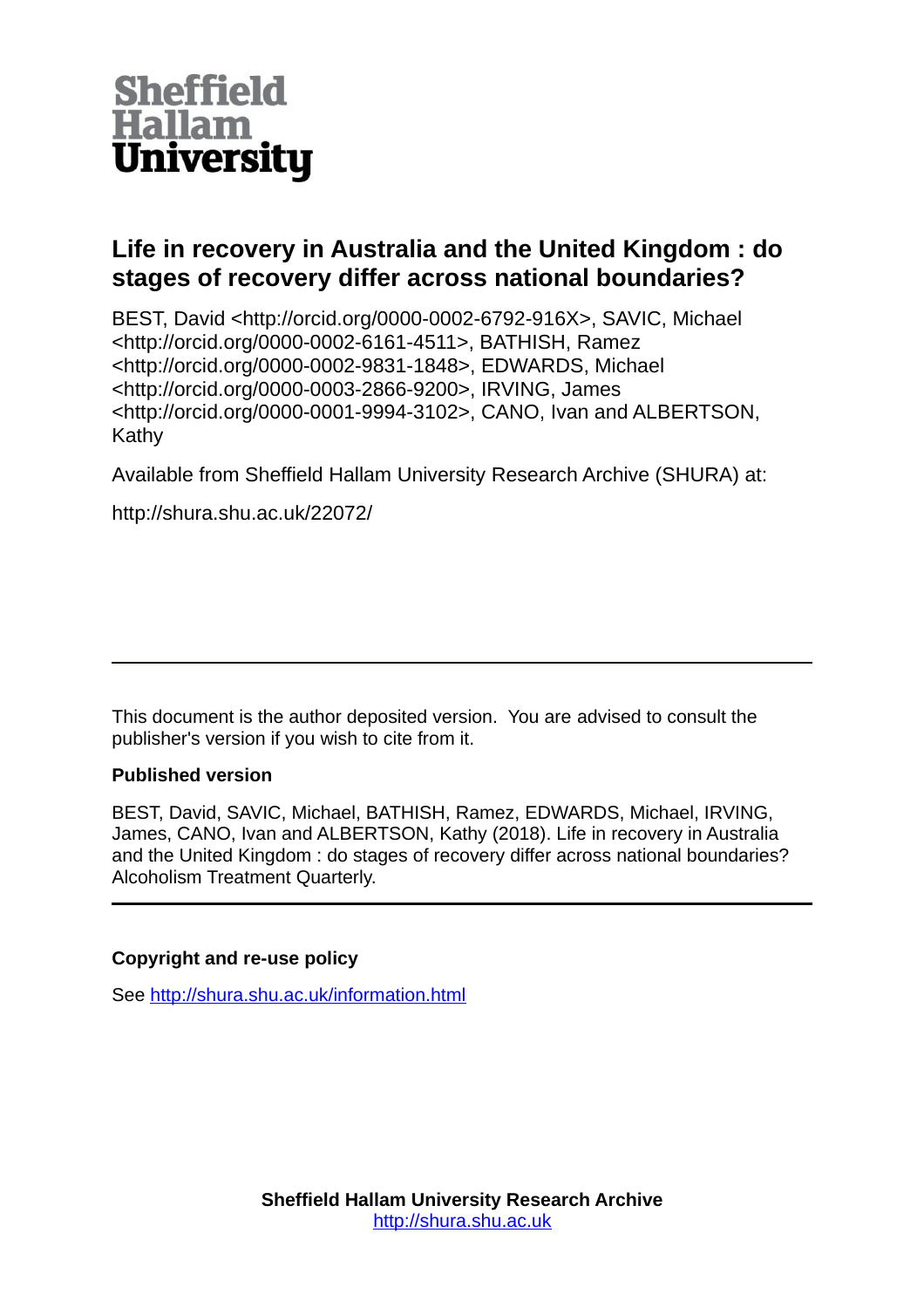Sheffield Hallam University

# Life in recovery in Australia and the United Kingdom : do stages of recovery differ across national boundaries?

BEST, David <http://orcid.org/0000-0002-6792-916X>, SAVIC, Michael <http://orcid.org/0000-0002-6161-4511>, BATHISH, Ramez <http://orcid.org/0000-0002-9831-1848>, EDWARDS, Michael <http://orcid.org/0000-0003-2866-9200>, IRVING, James <http://orcid.org/0000-0001-9994-3102>, CANO, Ivan and ALBERTSON, Kathy

Available from Sheffield Hallam University Research Archive (SHURA) at:

http://shura.shu.ac.uk/22072/

---

This document is the author deposited version. You are advised to consult the publisher's version if you wish to cite from it.

**Published version**

BEST, David, SAVIC, Michael, BATHISH, Ramez, EDWARDS, Michael, IRVING, James, CANO, Ivan and ALBERTSON, Kathy (2018). Life in recovery in Australia and the United Kingdom : do stages of recovery differ across national boundaries? Alcoholism Treatment Quarterly.

---

**Copyright and re-use policy**

See http://shura.shu.ac.uk/information.html

**Sheffield Hallam University Research Archive**
http://shura.shu.ac.uk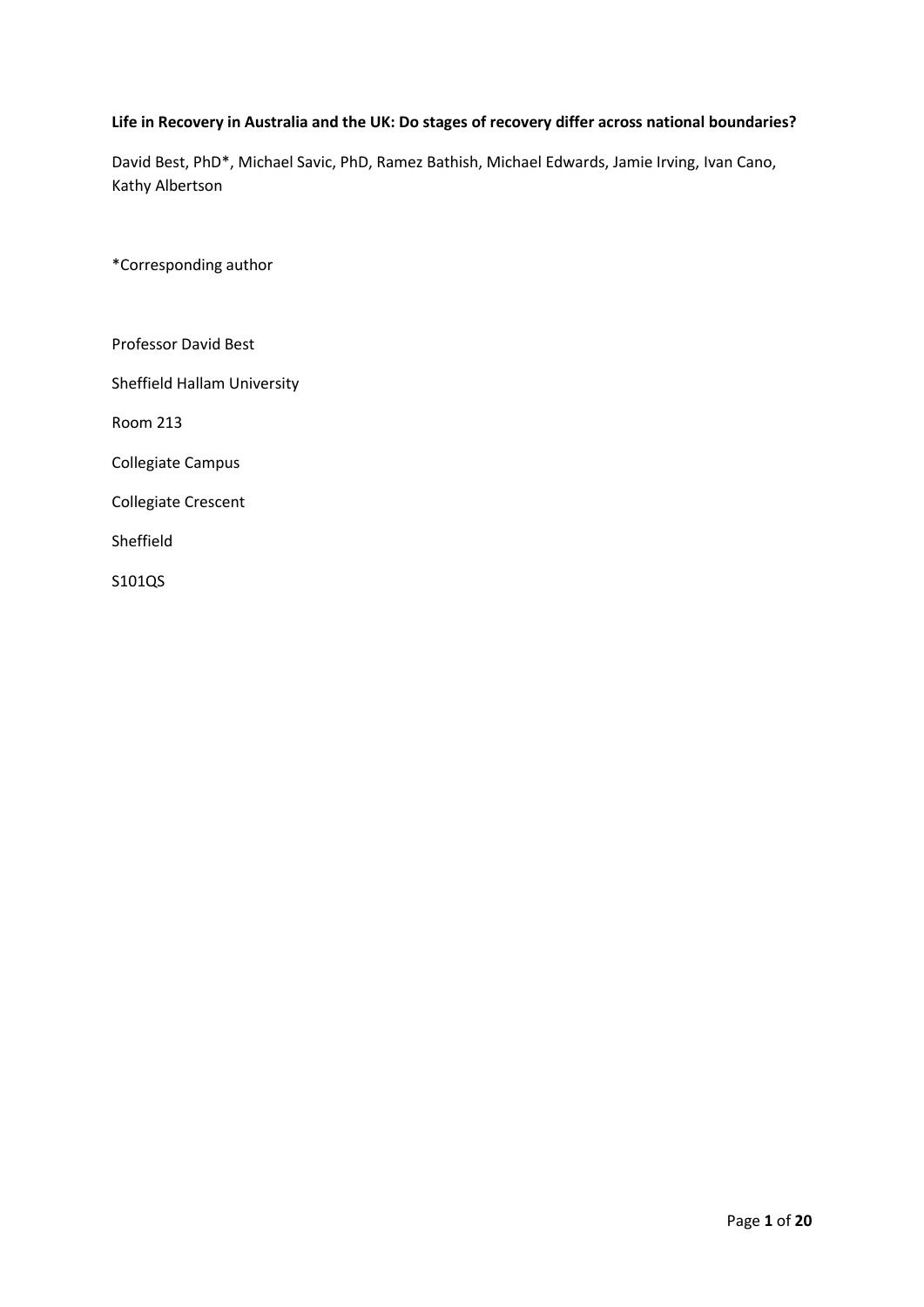**Life in Recovery in Australia and the UK: Do stages of recovery differ across national boundaries?**

David Best, PhD*, Michael Savic, PhD, Ramez Bathish, Michael Edwards, Jamie Irving, Ivan Cano, Kathy Albertson

*Corresponding author

Professor David Best

Sheffield Hallam University

Room 213

Collegiate Campus

Collegiate Crescent

Sheffield

S101QS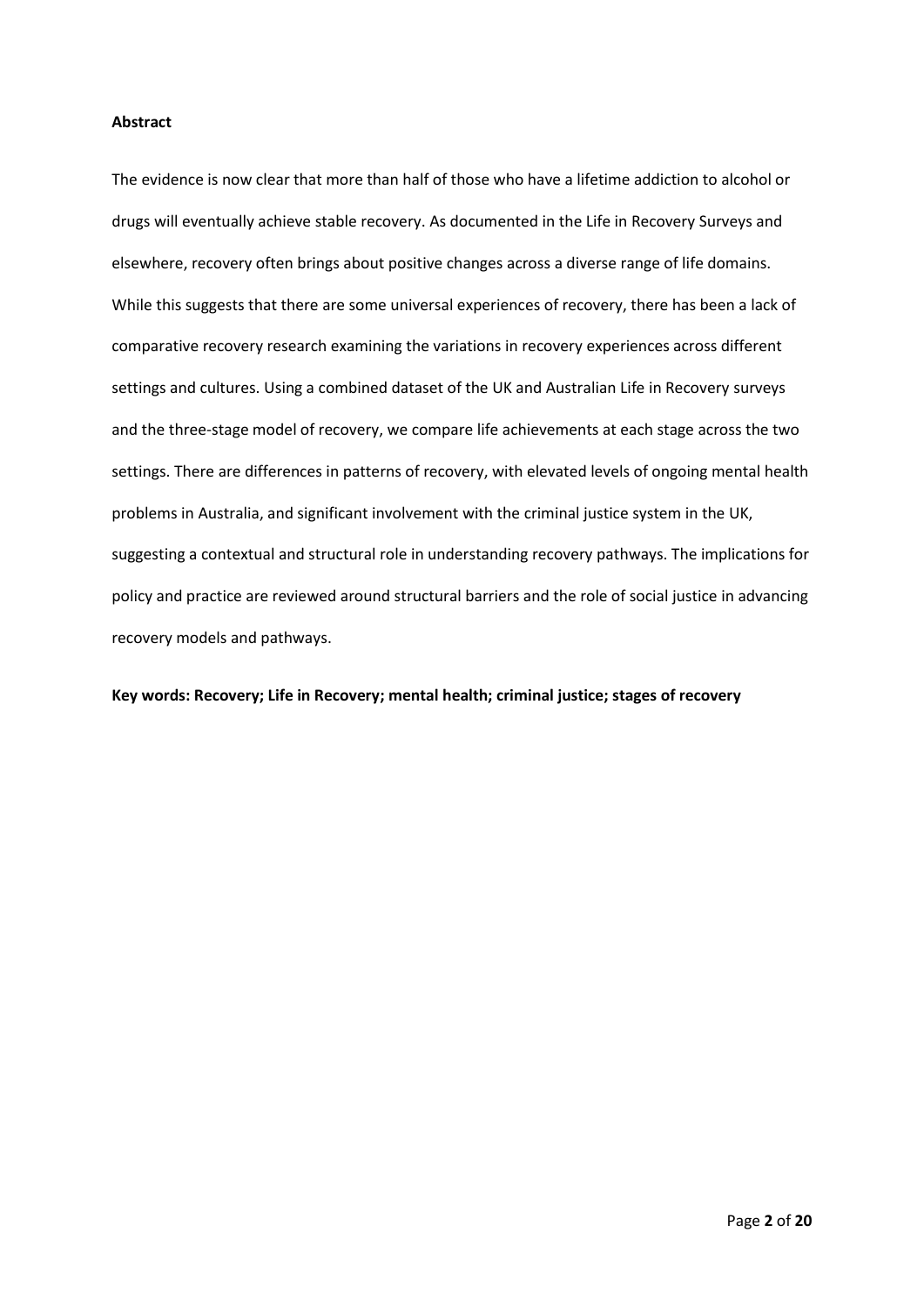**Abstract**

The evidence is now clear that more than half of those who have a lifetime addiction to alcohol or drugs will eventually achieve stable recovery. As documented in the Life in Recovery Surveys and elsewhere, recovery often brings about positive changes across a diverse range of life domains. While this suggests that there are some universal experiences of recovery, there has been a lack of comparative recovery research examining the variations in recovery experiences across different settings and cultures. Using a combined dataset of the UK and Australian Life in Recovery surveys and the three-stage model of recovery, we compare life achievements at each stage across the two settings. There are differences in patterns of recovery, with elevated levels of ongoing mental health problems in Australia, and significant involvement with the criminal justice system in the UK, suggesting a contextual and structural role in understanding recovery pathways. The implications for policy and practice are reviewed around structural barriers and the role of social justice in advancing recovery models and pathways.

**Key words: Recovery; Life in Recovery; mental health; criminal justice; stages of recovery**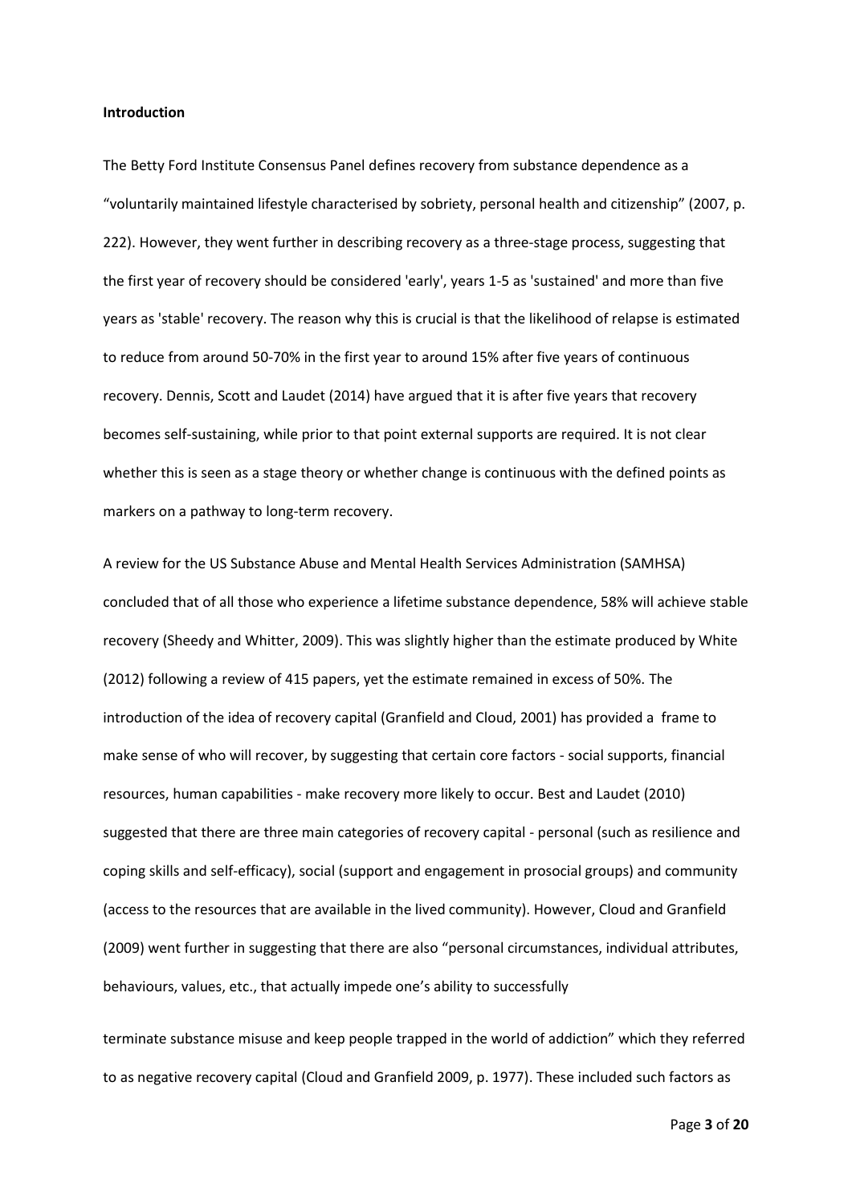**Introduction**

The Betty Ford Institute Consensus Panel defines recovery from substance dependence as a "voluntarily maintained lifestyle characterised by sobriety, personal health and citizenship" (2007, p. 222). However, they went further in describing recovery as a three-stage process, suggesting that the first year of recovery should be considered 'early', years 1-5 as 'sustained' and more than five years as 'stable' recovery. The reason why this is crucial is that the likelihood of relapse is estimated to reduce from around 50-70% in the first year to around 15% after five years of continuous recovery. Dennis, Scott and Laudet (2014) have argued that it is after five years that recovery becomes self-sustaining, while prior to that point external supports are required. It is not clear whether this is seen as a stage theory or whether change is continuous with the defined points as markers on a pathway to long-term recovery.

A review for the US Substance Abuse and Mental Health Services Administration (SAMHSA) concluded that of all those who experience a lifetime substance dependence, 58% will achieve stable recovery (Sheedy and Whitter, 2009). This was slightly higher than the estimate produced by White (2012) following a review of 415 papers, yet the estimate remained in excess of 50%. The introduction of the idea of recovery capital (Granfield and Cloud, 2001) has provided a frame to make sense of who will recover, by suggesting that certain core factors - social supports, financial resources, human capabilities - make recovery more likely to occur. Best and Laudet (2010) suggested that there are three main categories of recovery capital - personal (such as resilience and coping skills and self-efficacy), social (support and engagement in prosocial groups) and community (access to the resources that are available in the lived community). However, Cloud and Granfield (2009) went further in suggesting that there are also "personal circumstances, individual attributes, behaviours, values, etc., that actually impede one's ability to successfully terminate substance misuse and keep people trapped in the world of addiction" which they referred to as negative recovery capital (Cloud and Granfield 2009, p. 1977). These included such factors as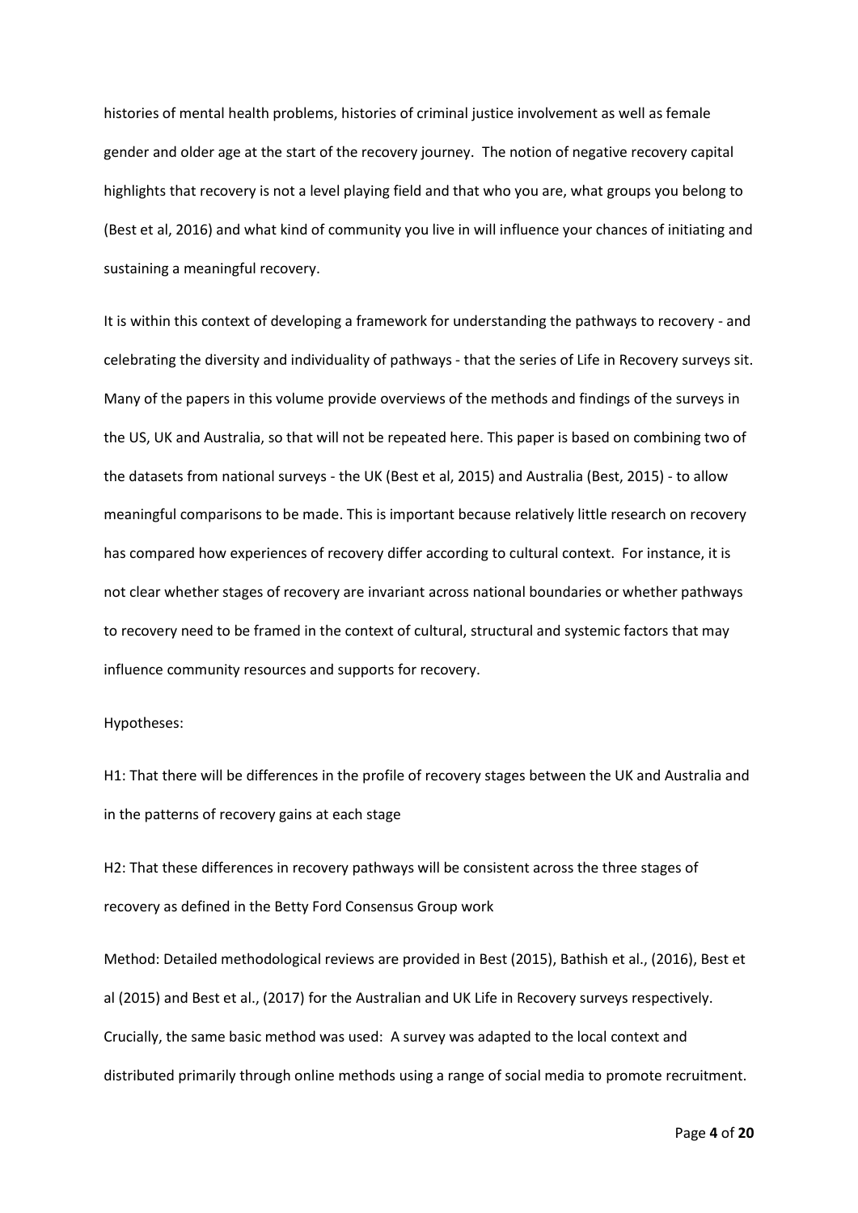histories of mental health problems, histories of criminal justice involvement as well as female gender and older age at the start of the recovery journey. The notion of negative recovery capital highlights that recovery is not a level playing field and that who you are, what groups you belong to (Best et al, 2016) and what kind of community you live in will influence your chances of initiating and sustaining a meaningful recovery.

It is within this context of developing a framework for understanding the pathways to recovery - and celebrating the diversity and individuality of pathways - that the series of Life in Recovery surveys sit. Many of the papers in this volume provide overviews of the methods and findings of the surveys in the US, UK and Australia, so that will not be repeated here. This paper is based on combining two of the datasets from national surveys - the UK (Best et al, 2015) and Australia (Best, 2015) - to allow meaningful comparisons to be made. This is important because relatively little research on recovery has compared how experiences of recovery differ according to cultural context. For instance, it is not clear whether stages of recovery are invariant across national boundaries or whether pathways to recovery need to be framed in the context of cultural, structural and systemic factors that may influence community resources and supports for recovery.

Hypotheses:

H1: That there will be differences in the profile of recovery stages between the UK and Australia and in the patterns of recovery gains at each stage

H2: That these differences in recovery pathways will be consistent across the three stages of recovery as defined in the Betty Ford Consensus Group work

Method: Detailed methodological reviews are provided in Best (2015), Bathish et al., (2016), Best et al (2015) and Best et al., (2017) for the Australian and UK Life in Recovery surveys respectively. Crucially, the same basic method was used: A survey was adapted to the local context and distributed primarily through online methods using a range of social media to promote recruitment.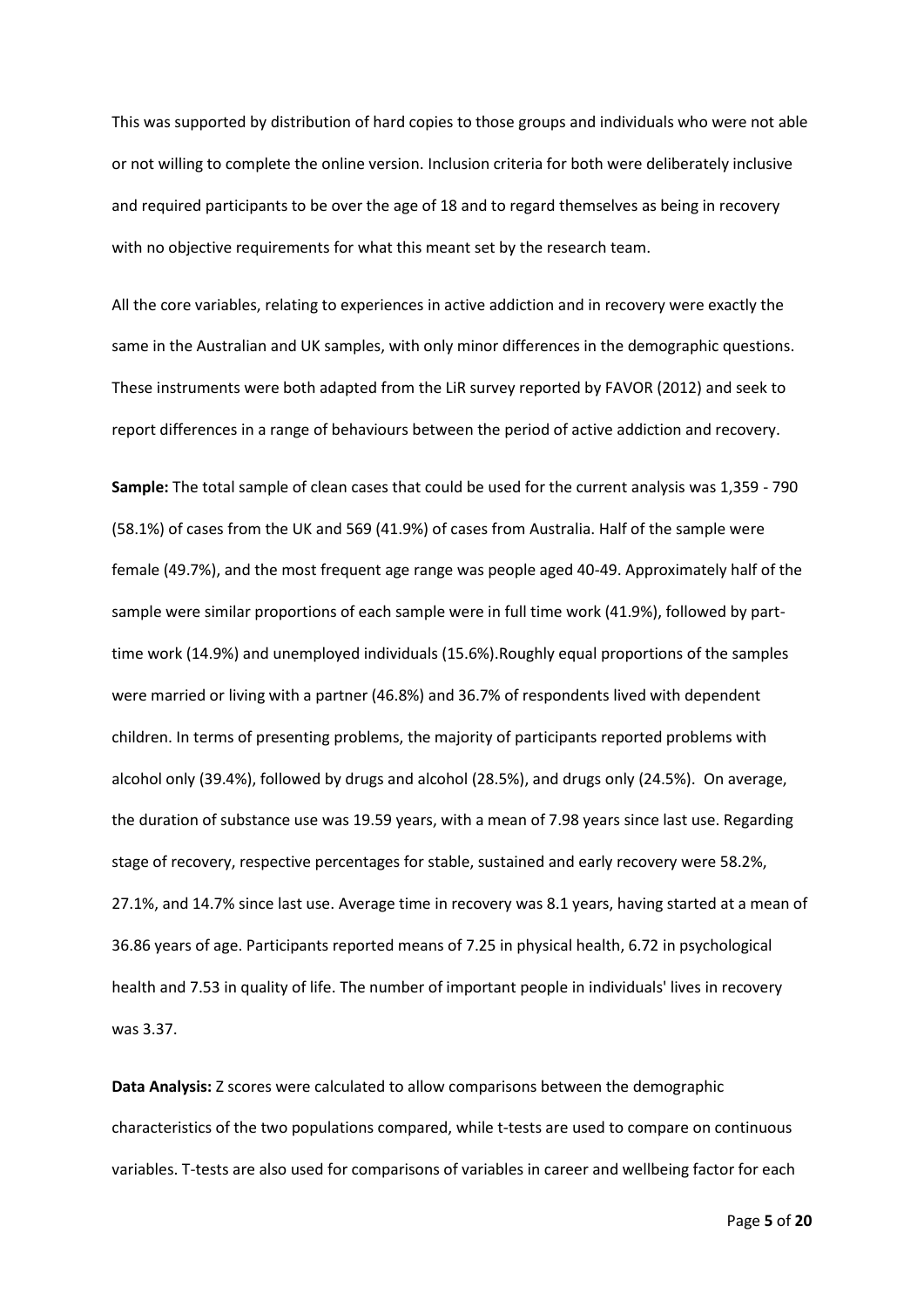This was supported by distribution of hard copies to those groups and individuals who were not able or not willing to complete the online version. Inclusion criteria for both were deliberately inclusive and required participants to be over the age of 18 and to regard themselves as being in recovery with no objective requirements for what this meant set by the research team.

All the core variables, relating to experiences in active addiction and in recovery were exactly the same in the Australian and UK samples, with only minor differences in the demographic questions. These instruments were both adapted from the LiR survey reported by FAVOR (2012) and seek to report differences in a range of behaviours between the period of active addiction and recovery.

**Sample:** The total sample of clean cases that could be used for the current analysis was 1,359 - 790 (58.1%) of cases from the UK and 569 (41.9%) of cases from Australia. Half of the sample were female (49.7%), and the most frequent age range was people aged 40-49. Approximately half of the sample were similar proportions of each sample were in full time work (41.9%), followed by part-time work (14.9%) and unemployed individuals (15.6%).Roughly equal proportions of the samples were married or living with a partner (46.8%) and 36.7% of respondents lived with dependent children. In terms of presenting problems, the majority of participants reported problems with alcohol only (39.4%), followed by drugs and alcohol (28.5%), and drugs only (24.5%). On average, the duration of substance use was 19.59 years, with a mean of 7.98 years since last use. Regarding stage of recovery, respective percentages for stable, sustained and early recovery were 58.2%, 27.1%, and 14.7% since last use. Average time in recovery was 8.1 years, having started at a mean of 36.86 years of age. Participants reported means of 7.25 in physical health, 6.72 in psychological health and 7.53 in quality of life. The number of important people in individuals' lives in recovery was 3.37.

**Data Analysis:** Z scores were calculated to allow comparisons between the demographic characteristics of the two populations compared, while t-tests are used to compare on continuous variables. T-tests are also used for comparisons of variables in career and wellbeing factor for each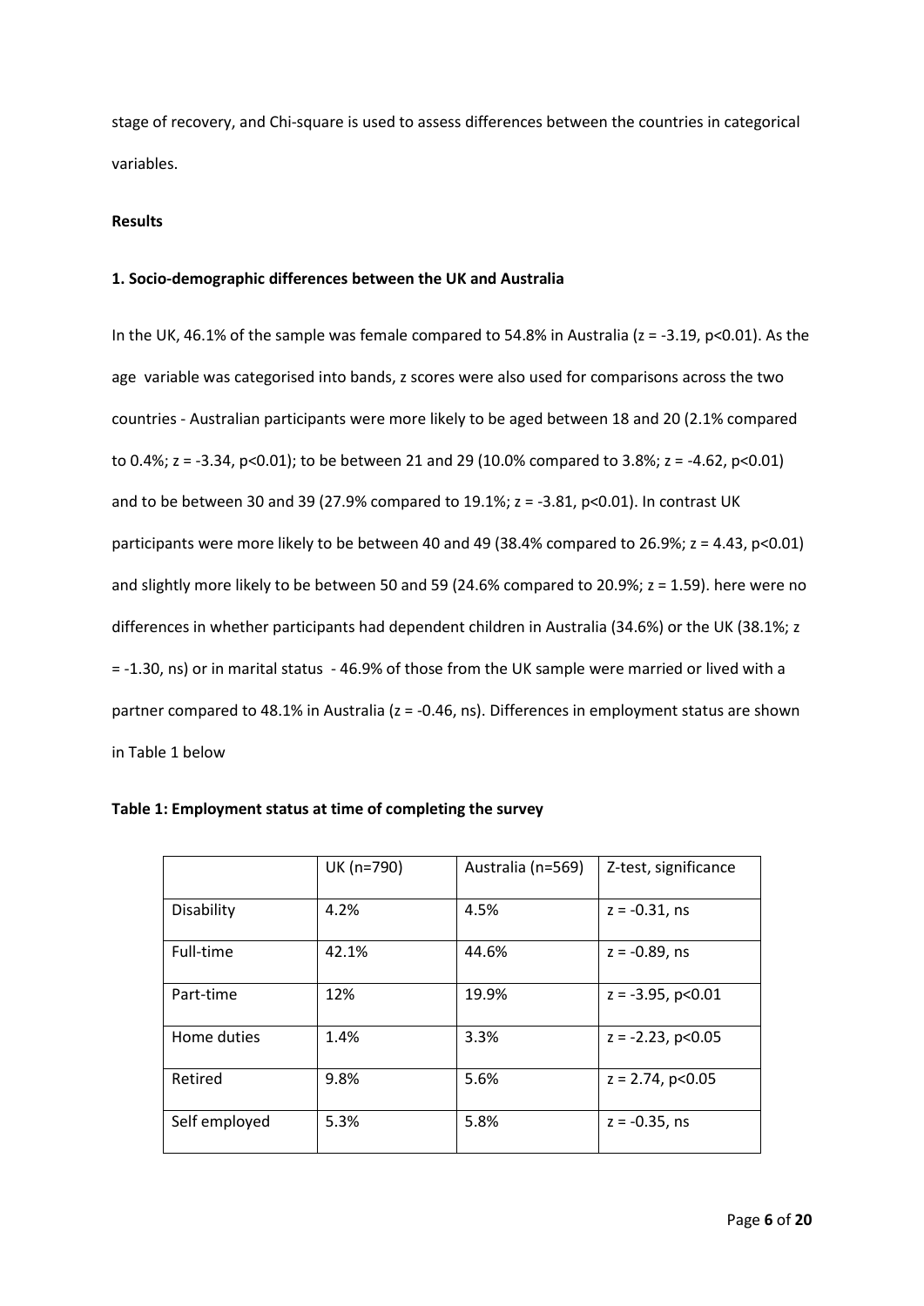stage of recovery, and Chi-square is used to assess differences between the countries in categorical variables.

## Results

### 1. Socio-demographic differences between the UK and Australia

In the UK, 46.1% of the sample was female compared to 54.8% in Australia ($z = -3.19$, $p<0.01$). As the age variable was categorised into bands, z scores were also used for comparisons across the two countries - Australian participants were more likely to be aged between 18 and 20 (2.1% compared to 0.4%; $z = -3.34$, $p<0.01$); to be between 21 and 29 (10.0% compared to 3.8%; $z = -4.62$, $p<0.01$) and to be between 30 and 39 (27.9% compared to 19.1%; $z = -3.81$, $p<0.01$). In contrast UK participants were more likely to be between 40 and 49 (38.4% compared to 26.9%; $z = 4.43$, $p<0.01$) and slightly more likely to be between 50 and 59 (24.6% compared to 20.9%; $z = 1.59$). here were no differences in whether participants had dependent children in Australia (34.6%) or the UK (38.1%; $z = -1.30$, ns) or in marital status - 46.9% of those from the UK sample were married or lived with a partner compared to 48.1% in Australia ($z = -0.46$, ns). Differences in employment status are shown in Table 1 below

**Table 1: Employment status at time of completing the survey**

| | UK (n=790) | Australia (n=569) | Z-test, significance |
|---|---|---|---|
| Disability | 4.2% | 4.5% | $z = -0.31$, ns |
| Full-time | 42.1% | 44.6% | $z = -0.89$, ns |
| Part-time | 12% | 19.9% | $z = -3.95$, $p<0.01$ |
| Home duties | 1.4% | 3.3% | $z = -2.23$, $p<0.05$ |
| Retired | 9.8% | 5.6% | $z = 2.74$, $p<0.05$ |
| Self employed | 5.3% | 5.8% | $z = -0.35$, ns |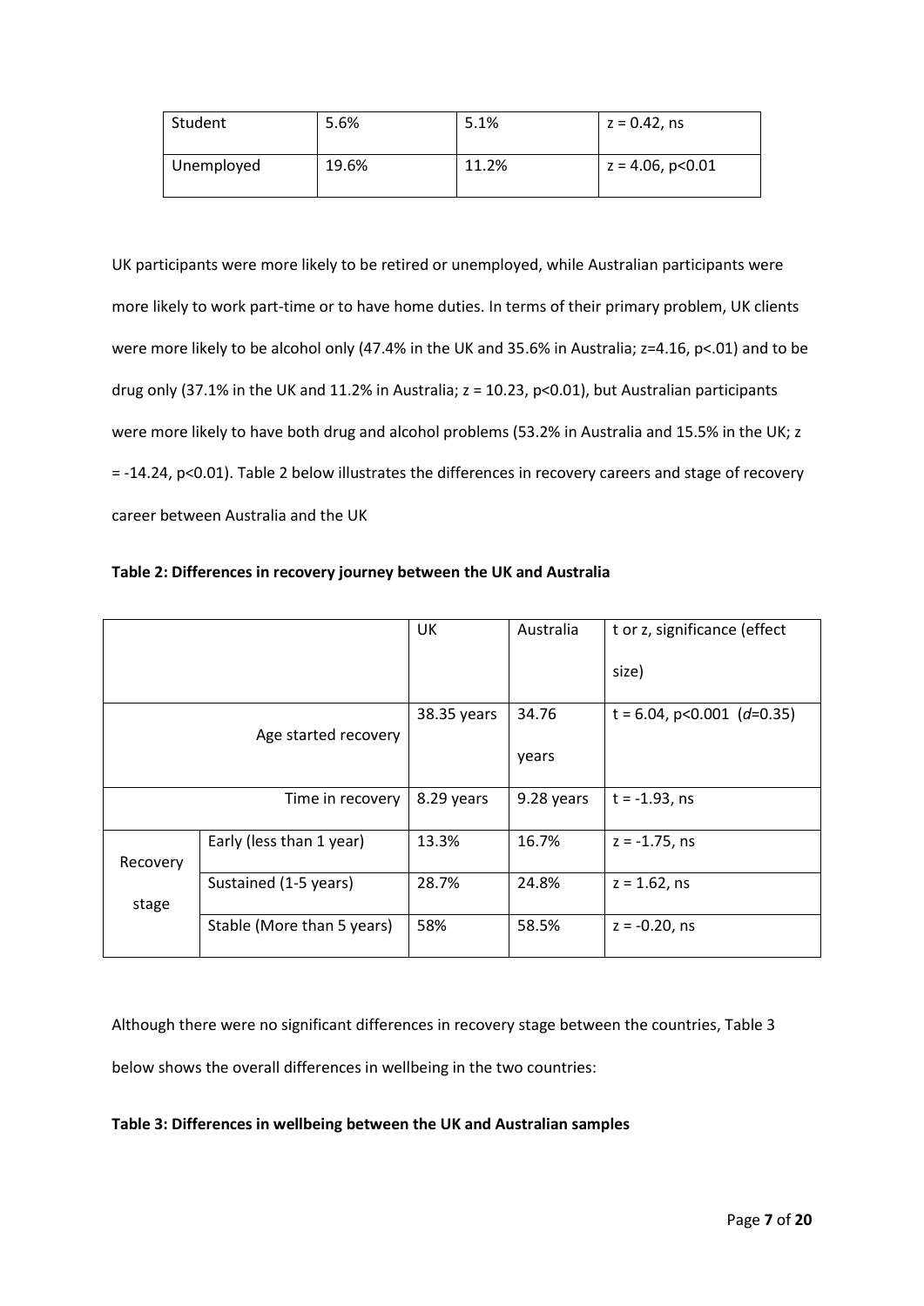| Student | 5.6% | 5.1% | z = 0.42, ns |
|---|---|---|---|
| Unemployed | 19.6% | 11.2% | z = 4.06, p<0.01 |

UK participants were more likely to be retired or unemployed, while Australian participants were more likely to work part-time or to have home duties. In terms of their primary problem, UK clients were more likely to be alcohol only (47.4% in the UK and 35.6% in Australia; z=4.16, p<.01) and to be drug only (37.1% in the UK and 11.2% in Australia; z = 10.23, p<0.01), but Australian participants were more likely to have both drug and alcohol problems (53.2% in Australia and 15.5% in the UK; z = -14.24, p<0.01). Table 2 below illustrates the differences in recovery careers and stage of recovery career between Australia and the UK

**Table 2: Differences in recovery journey between the UK and Australia**

| | | UK | Australia | t or z, significance (effect size) |
|---|---|---|---|---|
| Age started recovery | | 38.35 years | 34.76 years | t = 6.04, p<0.001 (*d*=0.35) |
| Time in recovery | | 8.29 years | 9.28 years | t = -1.93, ns |
| Recovery stage | Early (less than 1 year) | 13.3% | 16.7% | z = -1.75, ns |
| | Sustained (1-5 years) | 28.7% | 24.8% | z = 1.62, ns |
| | Stable (More than 5 years) | 58% | 58.5% | z = -0.20, ns |

Although there were no significant differences in recovery stage between the countries, Table 3 below shows the overall differences in wellbeing in the two countries:

**Table 3: Differences in wellbeing between the UK and Australian samples**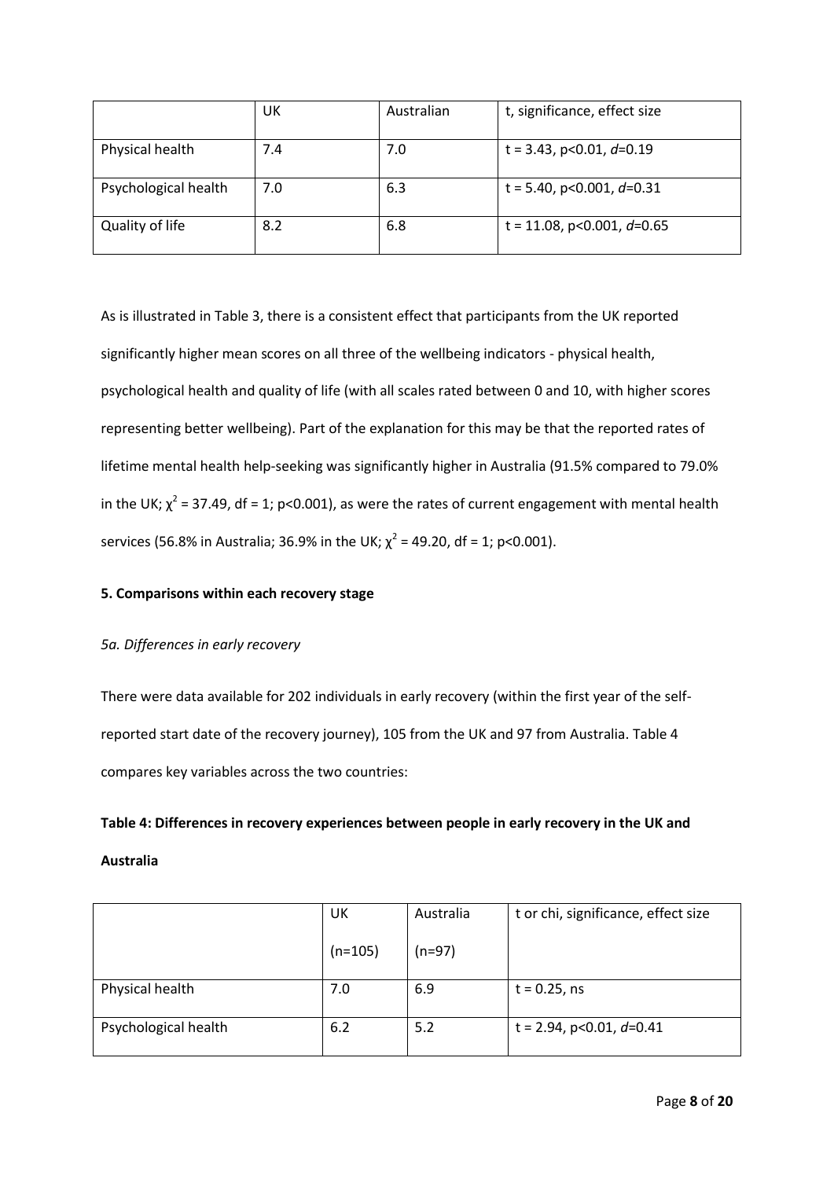|  | UK | Australian | t, significance, effect size |
| --- | --- | --- | --- |
| Physical health | 7.4 | 7.0 | t = 3.43, $p<0.01$, *d*=0.19 |
| Psychological health | 7.0 | 6.3 | t = 5.40, $p<0.001$, *d*=0.31 |
| Quality of life | 8.2 | 6.8 | t = 11.08, $p<0.001$, *d*=0.65 |

As is illustrated in Table 3, there is a consistent effect that participants from the UK reported significantly higher mean scores on all three of the wellbeing indicators - physical health, psychological health and quality of life (with all scales rated between 0 and 10, with higher scores representing better wellbeing). Part of the explanation for this may be that the reported rates of lifetime mental health help-seeking was significantly higher in Australia (91.5% compared to 79.0% in the UK; $\chi^2 = 37.49$, df = 1; $p<0.001$), as were the rates of current engagement with mental health services (56.8% in Australia; 36.9% in the UK; $\chi^2 = 49.20$, df = 1; $p<0.001$).

**5. Comparisons within each recovery stage**

*5a. Differences in early recovery*

There were data available for 202 individuals in early recovery (within the first year of the self-reported start date of the recovery journey), 105 from the UK and 97 from Australia. Table 4 compares key variables across the two countries:

**Table 4: Differences in recovery experiences between people in early recovery in the UK and Australia**

|  | UK (n=105) | Australia (n=97) | t or chi, significance, effect size |
| --- | --- | --- | --- |
| Physical health | 7.0 | 6.9 | t = 0.25, ns |
| Psychological health | 6.2 | 5.2 | t = 2.94, $p<0.01$, *d*=0.41 |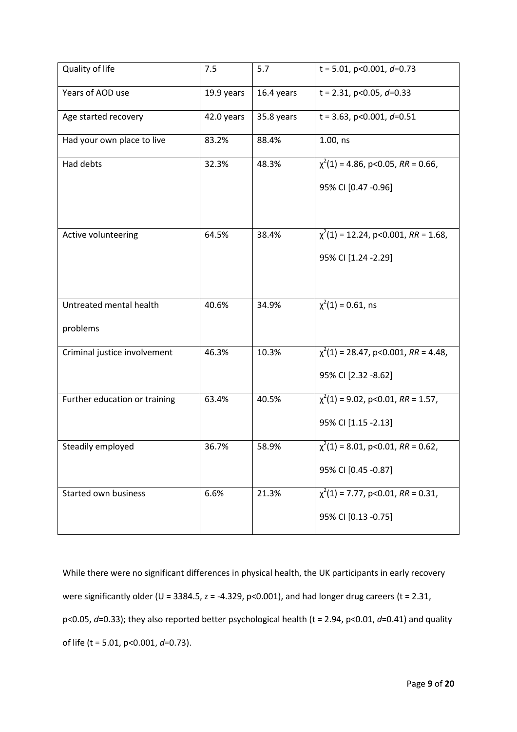| Quality of life | 7.5 | 5.7 | t = 5.01, p<0.001, *d*=0.73 |
|---|---|---|---|
| Years of AOD use | 19.9 years | 16.4 years | t = 2.31, p<0.05, *d*=0.33 |
| Age started recovery | 42.0 years | 35.8 years | t = 3.63, p<0.001, *d*=0.51 |
| Had your own place to live | 83.2% | 88.4% | 1.00, ns |
| Had debts | 32.3% | 48.3% | $\chi^2(1)$ = 4.86, p<0.05, *RR* = 0.66, 95% CI [0.47 -0.96] |
| Active volunteering | 64.5% | 38.4% | $\chi^2(1)$ = 12.24, p<0.001, *RR* = 1.68, 95% CI [1.24 -2.29] |
| Untreated mental health problems | 40.6% | 34.9% | $\chi^2(1)$ = 0.61, ns |
| Criminal justice involvement | 46.3% | 10.3% | $\chi^2(1)$ = 28.47, p<0.001, *RR* = 4.48, 95% CI [2.32 -8.62] |
| Further education or training | 63.4% | 40.5% | $\chi^2(1)$ = 9.02, p<0.01, *RR* = 1.57, 95% CI [1.15 -2.13] |
| Steadily employed | 36.7% | 58.9% | $\chi^2(1)$ = 8.01, p<0.01, *RR* = 0.62, 95% CI [0.45 -0.87] |
| Started own business | 6.6% | 21.3% | $\chi^2(1)$ = 7.77, p<0.01, *RR* = 0.31, 95% CI [0.13 -0.75] |

While there were no significant differences in physical health, the UK participants in early recovery were significantly older (U = 3384.5, z = -4.329, p<0.001), and had longer drug careers (t = 2.31, p<0.05, *d*=0.33); they also reported better psychological health (t = 2.94, p<0.01, *d*=0.41) and quality of life (t = 5.01, p<0.001, *d*=0.73).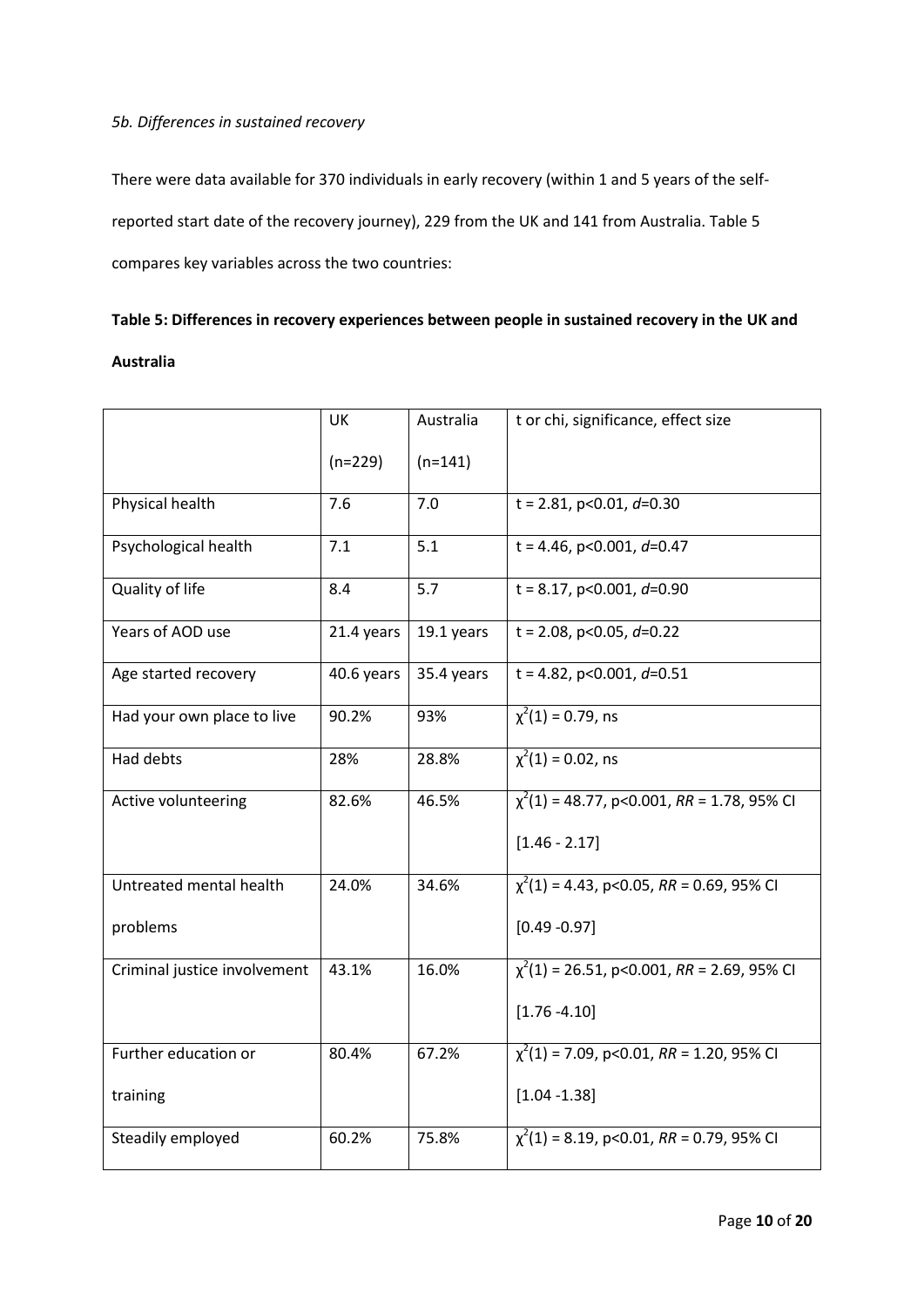*5b. Differences in sustained recovery*

There were data available for 370 individuals in early recovery (within 1 and 5 years of the self-reported start date of the recovery journey), 229 from the UK and 141 from Australia. Table 5 compares key variables across the two countries:

**Table 5: Differences in recovery experiences between people in sustained recovery in the UK and Australia**

| | UK (n=229) | Australia (n=141) | t or chi, significance, effect size |
|---|---|---|---|
| Physical health | 7.6 | 7.0 | $t = 2.81$, $p<0.01$, $d=0.30$ |
| Psychological health | 7.1 | 5.1 | $t = 4.46$, $p<0.001$, $d=0.47$ |
| Quality of life | 8.4 | 5.7 | $t = 8.17$, $p<0.001$, $d=0.90$ |
| Years of AOD use | 21.4 years | 19.1 years | $t = 2.08$, $p<0.05$, $d=0.22$ |
| Age started recovery | 40.6 years | 35.4 years | $t = 4.82$, $p<0.001$, $d=0.51$ |
| Had your own place to live | 90.2% | 93% | $\chi^2(1) = 0.79$, ns |
| Had debts | 28% | 28.8% | $\chi^2(1) = 0.02$, ns |
| Active volunteering | 82.6% | 46.5% | $\chi^2(1) = 48.77$, $p<0.001$, $RR = 1.78$, 95% CI [1.46 - 2.17] |
| Untreated mental health problems | 24.0% | 34.6% | $\chi^2(1) = 4.43$, $p<0.05$, $RR = 0.69$, 95% CI [0.49 -0.97] |
| Criminal justice involvement | 43.1% | 16.0% | $\chi^2(1) = 26.51$, $p<0.001$, $RR = 2.69$, 95% CI [1.76 -4.10] |
| Further education or training | 80.4% | 67.2% | $\chi^2(1) = 7.09$, $p<0.01$, $RR = 1.20$, 95% CI [1.04 -1.38] |
| Steadily employed | 60.2% | 75.8% | $\chi^2(1) = 8.19$, $p<0.01$, $RR = 0.79$, 95% CI |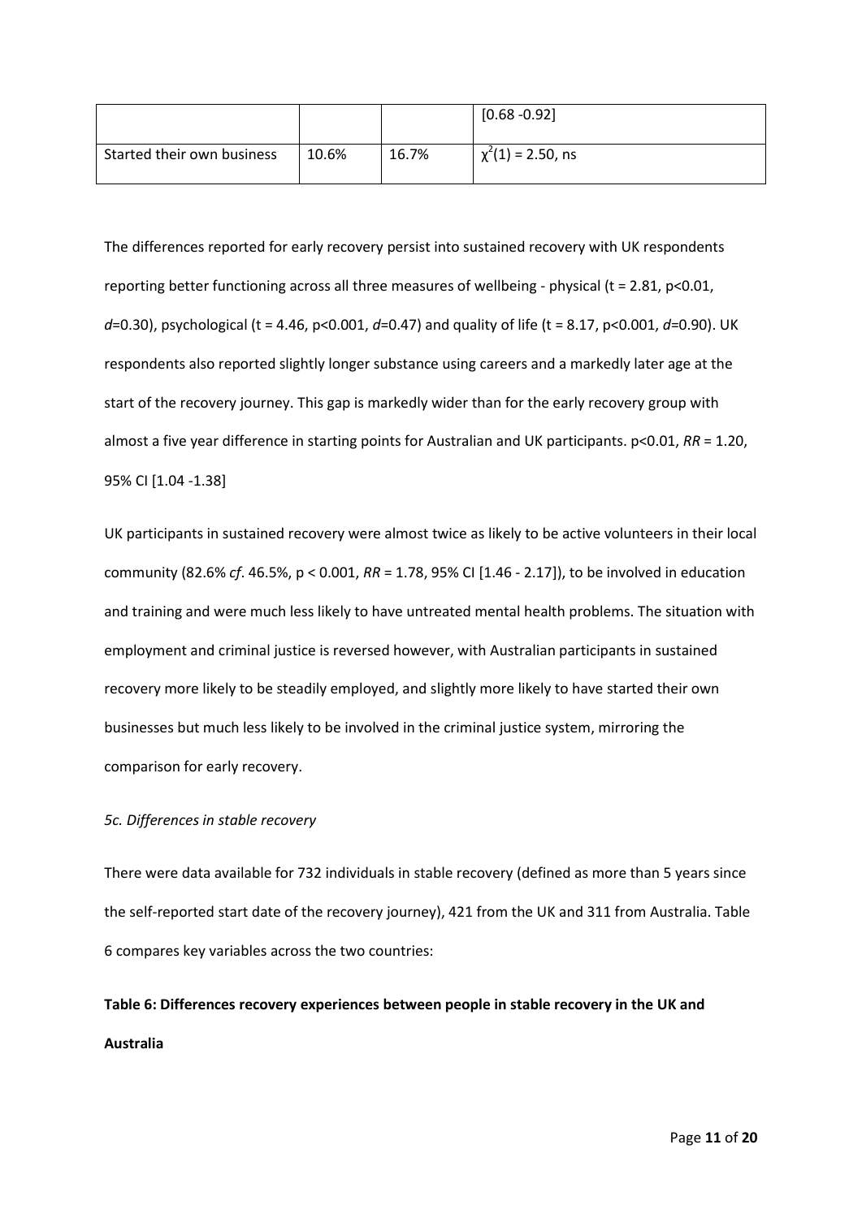| | | | [0.68 -0.92] |
|---|---|---|---|
| Started their own business | 10.6% | 16.7% | $\chi^2(1) = 2.50$, ns |

The differences reported for early recovery persist into sustained recovery with UK respondents reporting better functioning across all three measures of wellbeing - physical ($t = 2.81$, $p<0.01$, $d$=0.30), psychological ($t = 4.46$, $p<0.001$, $d$=0.47) and quality of life ($t = 8.17$, $p<0.001$, $d$=0.90). UK respondents also reported slightly longer substance using careers and a markedly later age at the start of the recovery journey. This gap is markedly wider than for the early recovery group with almost a five year difference in starting points for Australian and UK participants. $p<0.01$, *RR* = 1.20, 95% CI [1.04 -1.38]

UK participants in sustained recovery were almost twice as likely to be active volunteers in their local community (82.6% *cf*. 46.5%, $p < 0.001$, *RR* = 1.78, 95% CI [1.46 - 2.17]), to be involved in education and training and were much less likely to have untreated mental health problems. The situation with employment and criminal justice is reversed however, with Australian participants in sustained recovery more likely to be steadily employed, and slightly more likely to have started their own businesses but much less likely to be involved in the criminal justice system, mirroring the comparison for early recovery.

*5c. Differences in stable recovery*

There were data available for 732 individuals in stable recovery (defined as more than 5 years since the self-reported start date of the recovery journey), 421 from the UK and 311 from Australia. Table 6 compares key variables across the two countries:

**Table 6: Differences recovery experiences between people in stable recovery in the UK and Australia**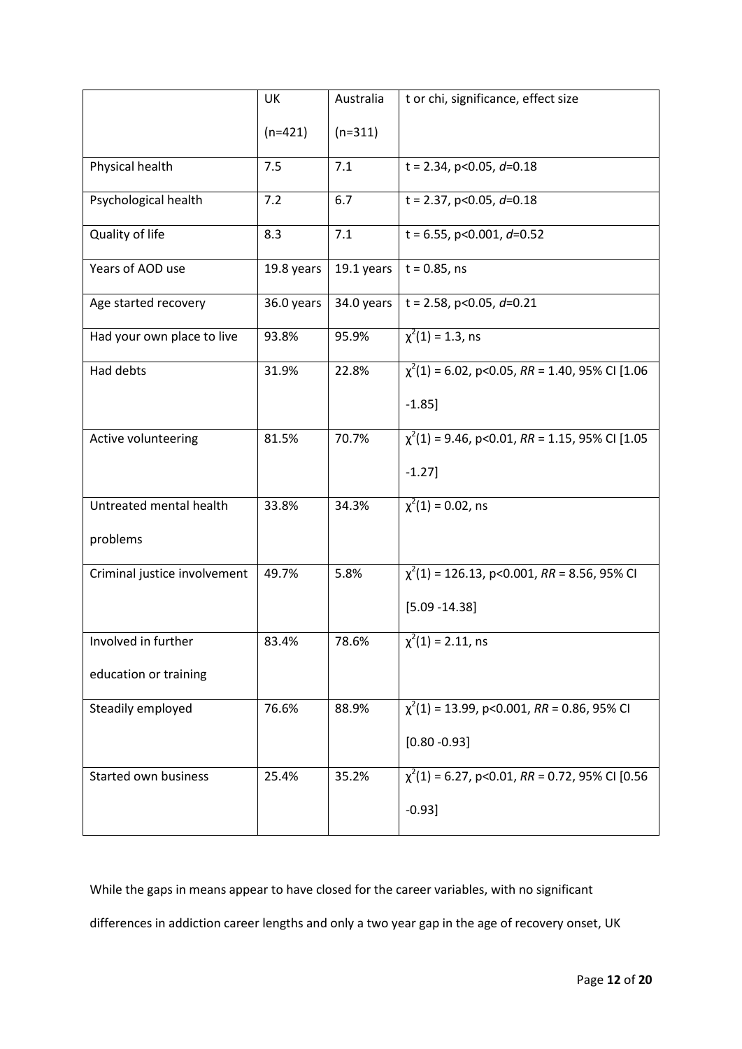| | UK (n=421) | Australia (n=311) | t or chi, significance, effect size |
|---|---|---|---|
| Physical health | 7.5 | 7.1 | $t = 2.34$, $p<0.05$, $d=0.18$ |
| Psychological health | 7.2 | 6.7 | $t = 2.37$, $p<0.05$, $d=0.18$ |
| Quality of life | 8.3 | 7.1 | $t = 6.55$, $p<0.001$, $d=0.52$ |
| Years of AOD use | 19.8 years | 19.1 years | $t = 0.85$, ns |
| Age started recovery | 36.0 years | 34.0 years | $t = 2.58$, $p<0.05$, $d=0.21$ |
| Had your own place to live | 93.8% | 95.9% | $\chi^2(1) = 1.3$, ns |
| Had debts | 31.9% | 22.8% | $\chi^2(1) = 6.02$, $p<0.05$, $RR = 1.40$, 95% CI [1.06 -1.85] |
| Active volunteering | 81.5% | 70.7% | $\chi^2(1) = 9.46$, $p<0.01$, $RR = 1.15$, 95% CI [1.05 -1.27] |
| Untreated mental health problems | 33.8% | 34.3% | $\chi^2(1) = 0.02$, ns |
| Criminal justice involvement | 49.7% | 5.8% | $\chi^2(1) = 126.13$, $p<0.001$, $RR = 8.56$, 95% CI [5.09 -14.38] |
| Involved in further education or training | 83.4% | 78.6% | $\chi^2(1) = 2.11$, ns |
| Steadily employed | 76.6% | 88.9% | $\chi^2(1) = 13.99$, $p<0.001$, $RR = 0.86$, 95% CI [0.80 -0.93] |
| Started own business | 25.4% | 35.2% | $\chi^2(1) = 6.27$, $p<0.01$, $RR = 0.72$, 95% CI [0.56 -0.93] |

While the gaps in means appear to have closed for the career variables, with no significant differences in addiction career lengths and only a two year gap in the age of recovery onset, UK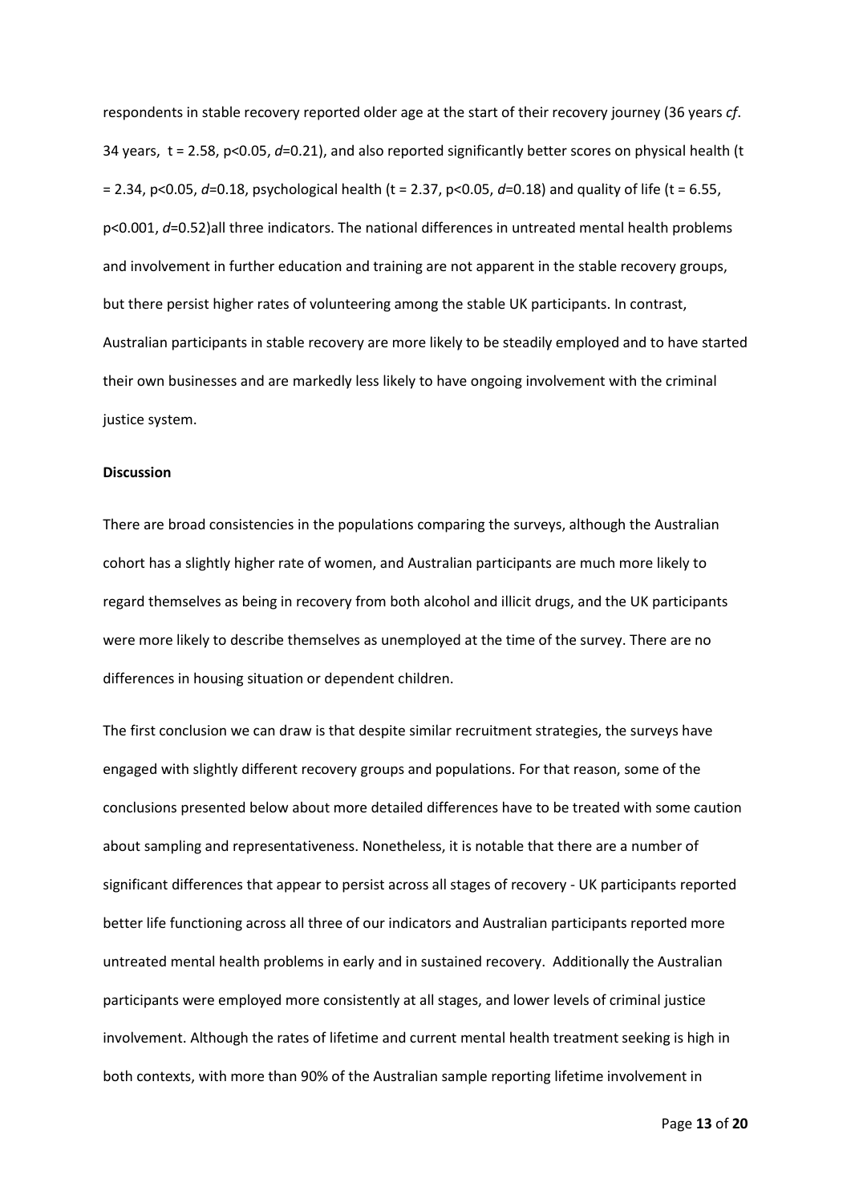respondents in stable recovery reported older age at the start of their recovery journey (36 years *cf*. 34 years, $t = 2.58$, $p<0.05$, $d$=0.21), and also reported significantly better scores on physical health ($t = 2.34$, $p<0.05$, $d$=0.18, psychological health ($t = 2.37$, $p<0.05$, $d$=0.18) and quality of life ($t = 6.55$, $p<0.001$, $d$=0.52)all three indicators. The national differences in untreated mental health problems and involvement in further education and training are not apparent in the stable recovery groups, but there persist higher rates of volunteering among the stable UK participants. In contrast, Australian participants in stable recovery are more likely to be steadily employed and to have started their own businesses and are markedly less likely to have ongoing involvement with the criminal justice system.

**Discussion**

There are broad consistencies in the populations comparing the surveys, although the Australian cohort has a slightly higher rate of women, and Australian participants are much more likely to regard themselves as being in recovery from both alcohol and illicit drugs, and the UK participants were more likely to describe themselves as unemployed at the time of the survey. There are no differences in housing situation or dependent children.

The first conclusion we can draw is that despite similar recruitment strategies, the surveys have engaged with slightly different recovery groups and populations. For that reason, some of the conclusions presented below about more detailed differences have to be treated with some caution about sampling and representativeness. Nonetheless, it is notable that there are a number of significant differences that appear to persist across all stages of recovery - UK participants reported better life functioning across all three of our indicators and Australian participants reported more untreated mental health problems in early and in sustained recovery. Additionally the Australian participants were employed more consistently at all stages, and lower levels of criminal justice involvement. Although the rates of lifetime and current mental health treatment seeking is high in both contexts, with more than 90% of the Australian sample reporting lifetime involvement in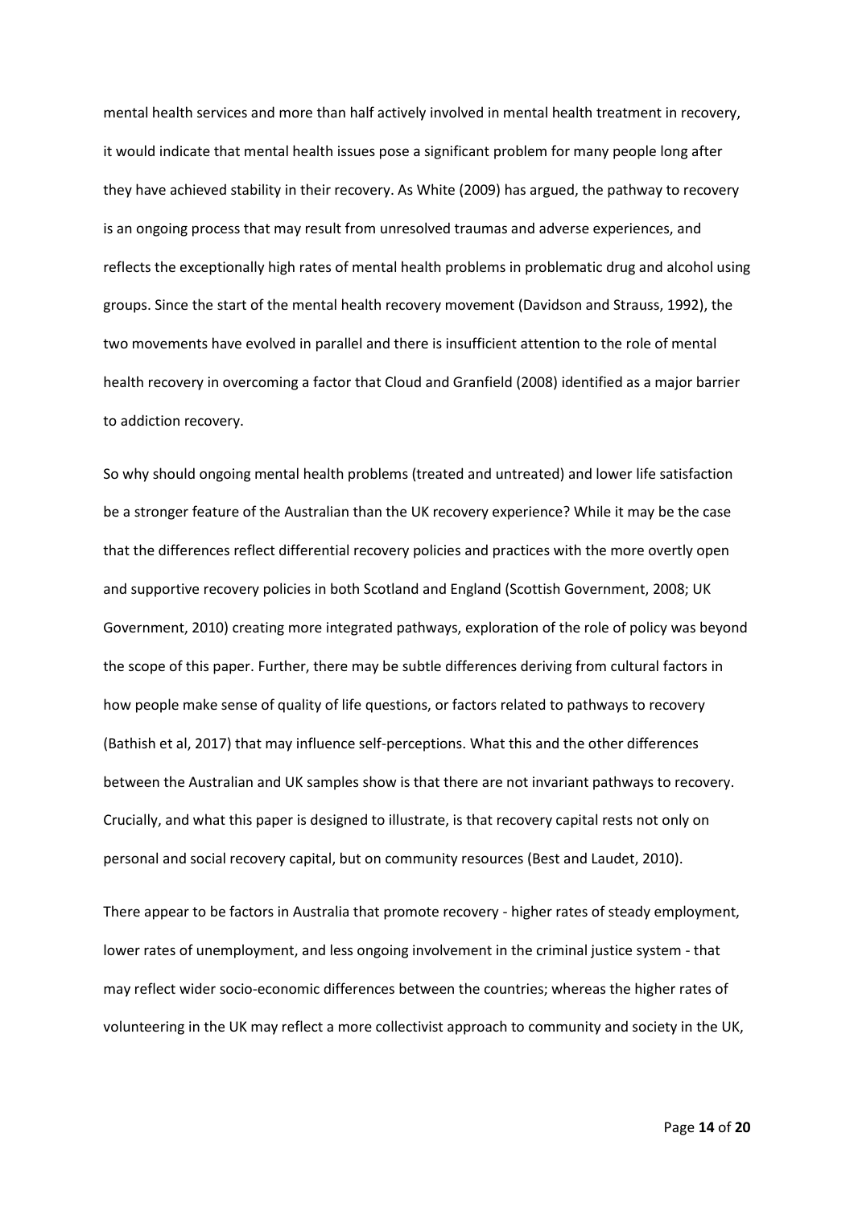mental health services and more than half actively involved in mental health treatment in recovery, it would indicate that mental health issues pose a significant problem for many people long after they have achieved stability in their recovery. As White (2009) has argued, the pathway to recovery is an ongoing process that may result from unresolved traumas and adverse experiences, and reflects the exceptionally high rates of mental health problems in problematic drug and alcohol using groups. Since the start of the mental health recovery movement (Davidson and Strauss, 1992), the two movements have evolved in parallel and there is insufficient attention to the role of mental health recovery in overcoming a factor that Cloud and Granfield (2008) identified as a major barrier to addiction recovery.

So why should ongoing mental health problems (treated and untreated) and lower life satisfaction be a stronger feature of the Australian than the UK recovery experience? While it may be the case that the differences reflect differential recovery policies and practices with the more overtly open and supportive recovery policies in both Scotland and England (Scottish Government, 2008; UK Government, 2010) creating more integrated pathways, exploration of the role of policy was beyond the scope of this paper. Further, there may be subtle differences deriving from cultural factors in how people make sense of quality of life questions, or factors related to pathways to recovery (Bathish et al, 2017) that may influence self-perceptions. What this and the other differences between the Australian and UK samples show is that there are not invariant pathways to recovery. Crucially, and what this paper is designed to illustrate, is that recovery capital rests not only on personal and social recovery capital, but on community resources (Best and Laudet, 2010).

There appear to be factors in Australia that promote recovery - higher rates of steady employment, lower rates of unemployment, and less ongoing involvement in the criminal justice system - that may reflect wider socio-economic differences between the countries; whereas the higher rates of volunteering in the UK may reflect a more collectivist approach to community and society in the UK,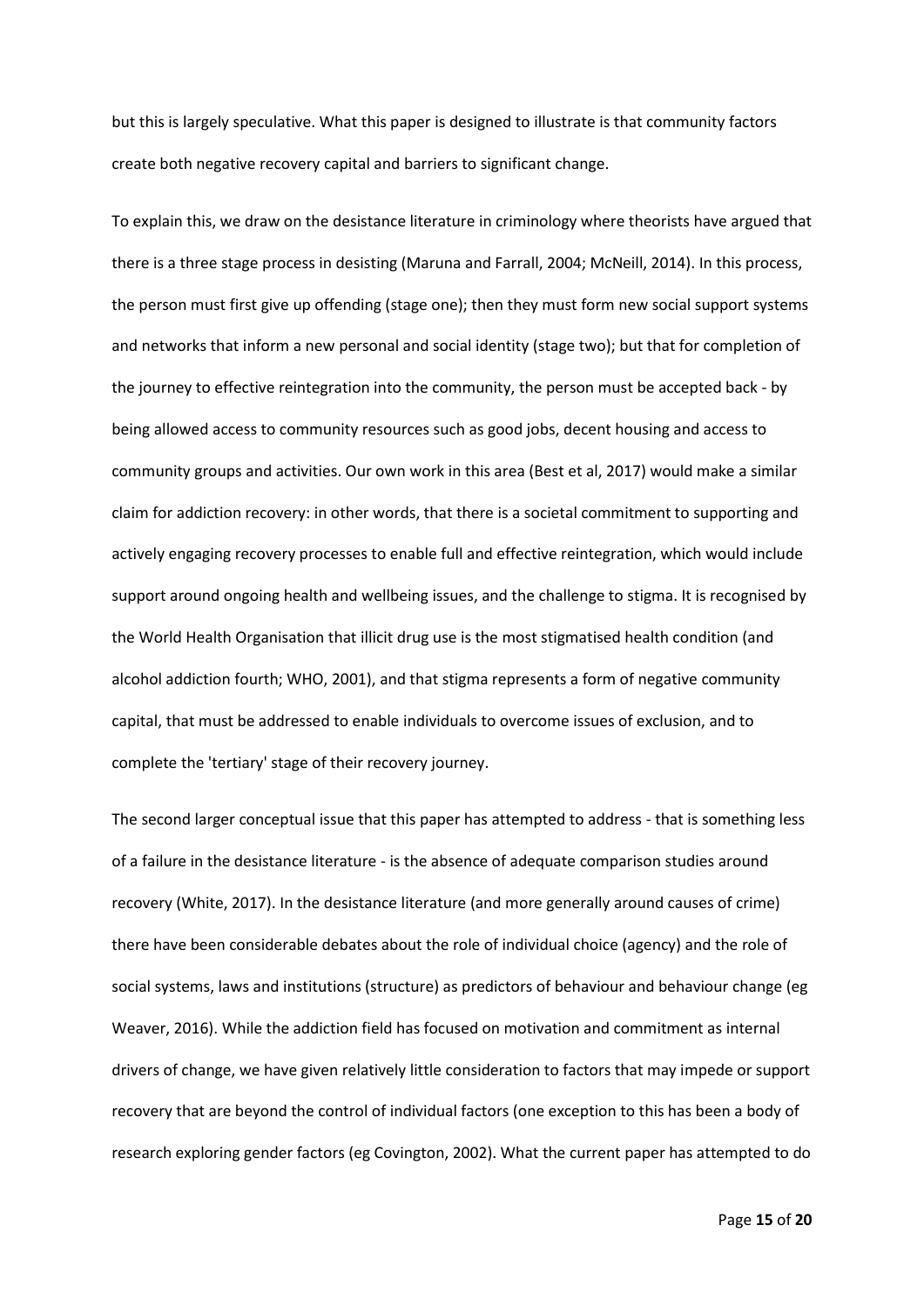but this is largely speculative. What this paper is designed to illustrate is that community factors create both negative recovery capital and barriers to significant change.

To explain this, we draw on the desistance literature in criminology where theorists have argued that there is a three stage process in desisting (Maruna and Farrall, 2004; McNeill, 2014). In this process, the person must first give up offending (stage one); then they must form new social support systems and networks that inform a new personal and social identity (stage two); but that for completion of the journey to effective reintegration into the community, the person must be accepted back - by being allowed access to community resources such as good jobs, decent housing and access to community groups and activities. Our own work in this area (Best et al, 2017) would make a similar claim for addiction recovery: in other words, that there is a societal commitment to supporting and actively engaging recovery processes to enable full and effective reintegration, which would include support around ongoing health and wellbeing issues, and the challenge to stigma. It is recognised by the World Health Organisation that illicit drug use is the most stigmatised health condition (and alcohol addiction fourth; WHO, 2001), and that stigma represents a form of negative community capital, that must be addressed to enable individuals to overcome issues of exclusion, and to complete the 'tertiary' stage of their recovery journey.

The second larger conceptual issue that this paper has attempted to address - that is something less of a failure in the desistance literature - is the absence of adequate comparison studies around recovery (White, 2017). In the desistance literature (and more generally around causes of crime) there have been considerable debates about the role of individual choice (agency) and the role of social systems, laws and institutions (structure) as predictors of behaviour and behaviour change (eg Weaver, 2016). While the addiction field has focused on motivation and commitment as internal drivers of change, we have given relatively little consideration to factors that may impede or support recovery that are beyond the control of individual factors (one exception to this has been a body of research exploring gender factors (eg Covington, 2002). What the current paper has attempted to do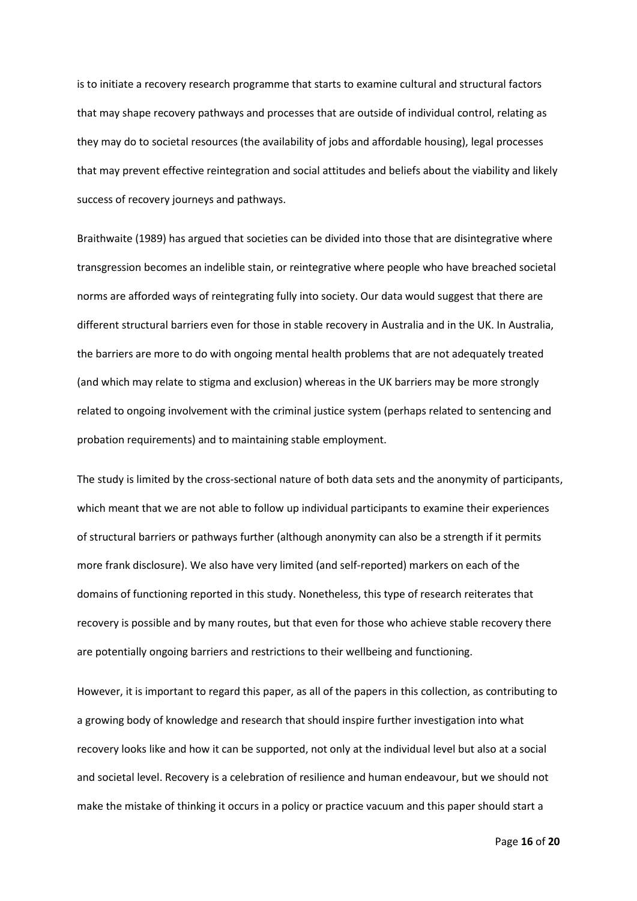is to initiate a recovery research programme that starts to examine cultural and structural factors that may shape recovery pathways and processes that are outside of individual control, relating as they may do to societal resources (the availability of jobs and affordable housing), legal processes that may prevent effective reintegration and social attitudes and beliefs about the viability and likely success of recovery journeys and pathways.

Braithwaite (1989) has argued that societies can be divided into those that are disintegrative where transgression becomes an indelible stain, or reintegrative where people who have breached societal norms are afforded ways of reintegrating fully into society. Our data would suggest that there are different structural barriers even for those in stable recovery in Australia and in the UK. In Australia, the barriers are more to do with ongoing mental health problems that are not adequately treated (and which may relate to stigma and exclusion) whereas in the UK barriers may be more strongly related to ongoing involvement with the criminal justice system (perhaps related to sentencing and probation requirements) and to maintaining stable employment.

The study is limited by the cross-sectional nature of both data sets and the anonymity of participants, which meant that we are not able to follow up individual participants to examine their experiences of structural barriers or pathways further (although anonymity can also be a strength if it permits more frank disclosure). We also have very limited (and self-reported) markers on each of the domains of functioning reported in this study. Nonetheless, this type of research reiterates that recovery is possible and by many routes, but that even for those who achieve stable recovery there are potentially ongoing barriers and restrictions to their wellbeing and functioning.

However, it is important to regard this paper, as all of the papers in this collection, as contributing to a growing body of knowledge and research that should inspire further investigation into what recovery looks like and how it can be supported, not only at the individual level but also at a social and societal level. Recovery is a celebration of resilience and human endeavour, but we should not make the mistake of thinking it occurs in a policy or practice vacuum and this paper should start a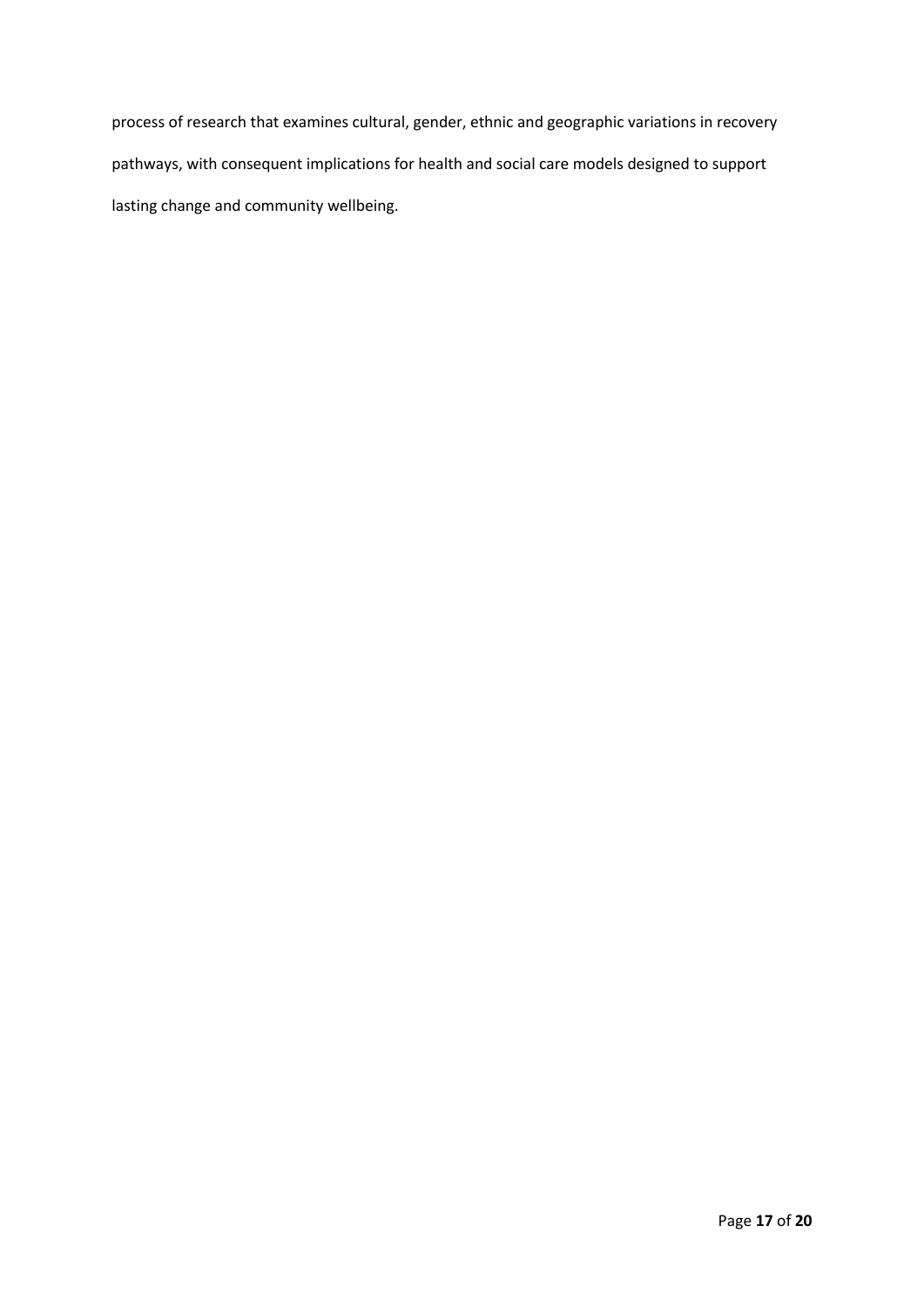process of research that examines cultural, gender, ethnic and geographic variations in recovery pathways, with consequent implications for health and social care models designed to support lasting change and community wellbeing.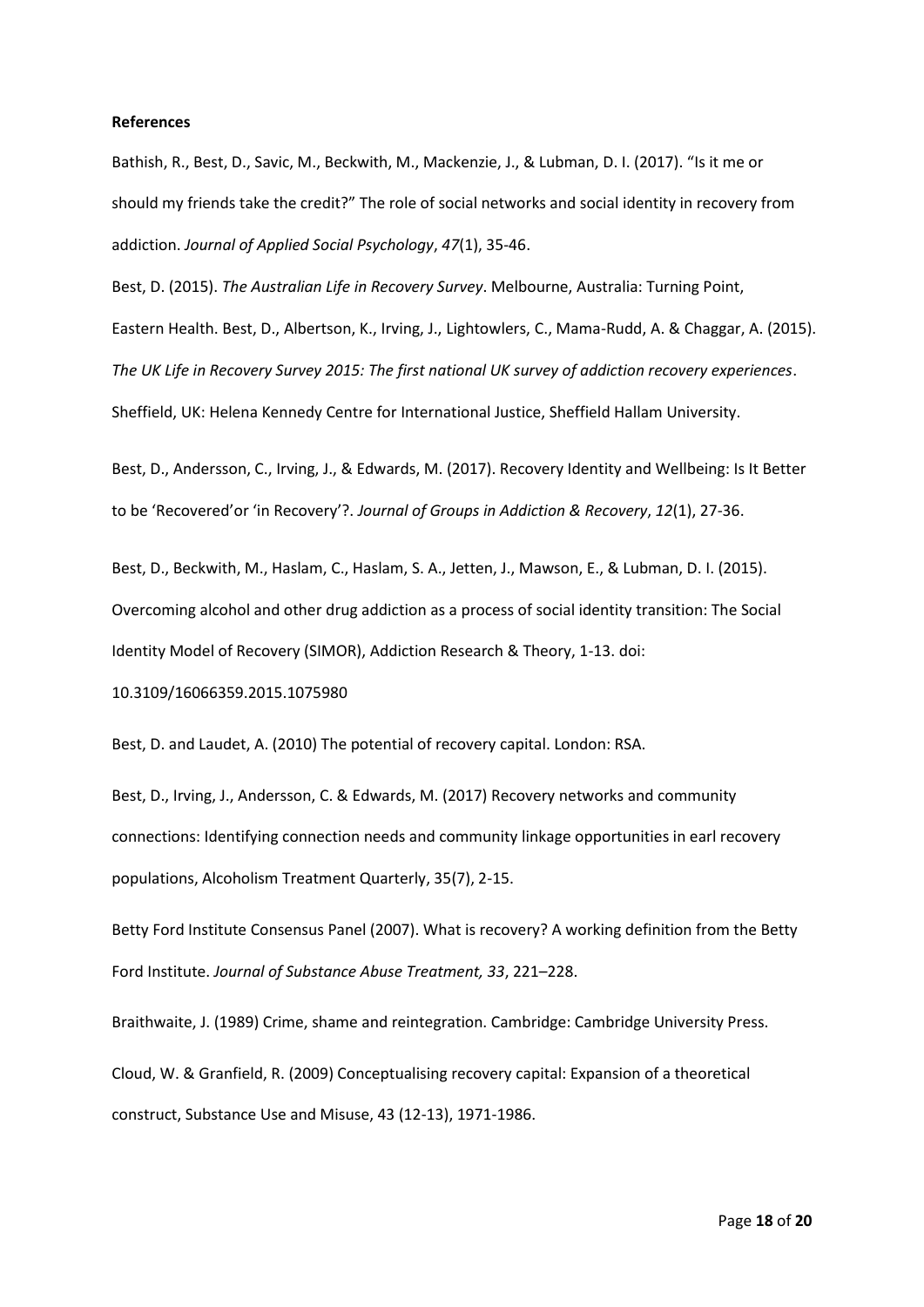**References**

Bathish, R., Best, D., Savic, M., Beckwith, M., Mackenzie, J., & Lubman, D. I. (2017). "Is it me or should my friends take the credit?" The role of social networks and social identity in recovery from addiction. *Journal of Applied Social Psychology*, *47*(1), 35-46.

Best, D. (2015). *The Australian Life in Recovery Survey*. Melbourne, Australia: Turning Point, Eastern Health. Best, D., Albertson, K., Irving, J., Lightowlers, C., Mama-Rudd, A. & Chaggar, A. (2015). *The UK Life in Recovery Survey 2015: The first national UK survey of addiction recovery experiences*. Sheffield, UK: Helena Kennedy Centre for International Justice, Sheffield Hallam University.

Best, D., Andersson, C., Irving, J., & Edwards, M. (2017). Recovery Identity and Wellbeing: Is It Better to be 'Recovered'or 'in Recovery'?. *Journal of Groups in Addiction & Recovery*, *12*(1), 27-36.

Best, D., Beckwith, M., Haslam, C., Haslam, S. A., Jetten, J., Mawson, E., & Lubman, D. I. (2015). Overcoming alcohol and other drug addiction as a process of social identity transition: The Social Identity Model of Recovery (SIMOR), Addiction Research & Theory, 1-13. doi: 10.3109/16066359.2015.1075980

Best, D. and Laudet, A. (2010) The potential of recovery capital. London: RSA.

Best, D., Irving, J., Andersson, C. & Edwards, M. (2017) Recovery networks and community connections: Identifying connection needs and community linkage opportunities in earl recovery populations, Alcoholism Treatment Quarterly, 35(7), 2-15.

Betty Ford Institute Consensus Panel (2007). What is recovery? A working definition from the Betty Ford Institute. *Journal of Substance Abuse Treatment, 33*, 221–228.

Braithwaite, J. (1989) Crime, shame and reintegration. Cambridge: Cambridge University Press.

Cloud, W. & Granfield, R. (2009) Conceptualising recovery capital: Expansion of a theoretical construct, Substance Use and Misuse, 43 (12-13), 1971-1986.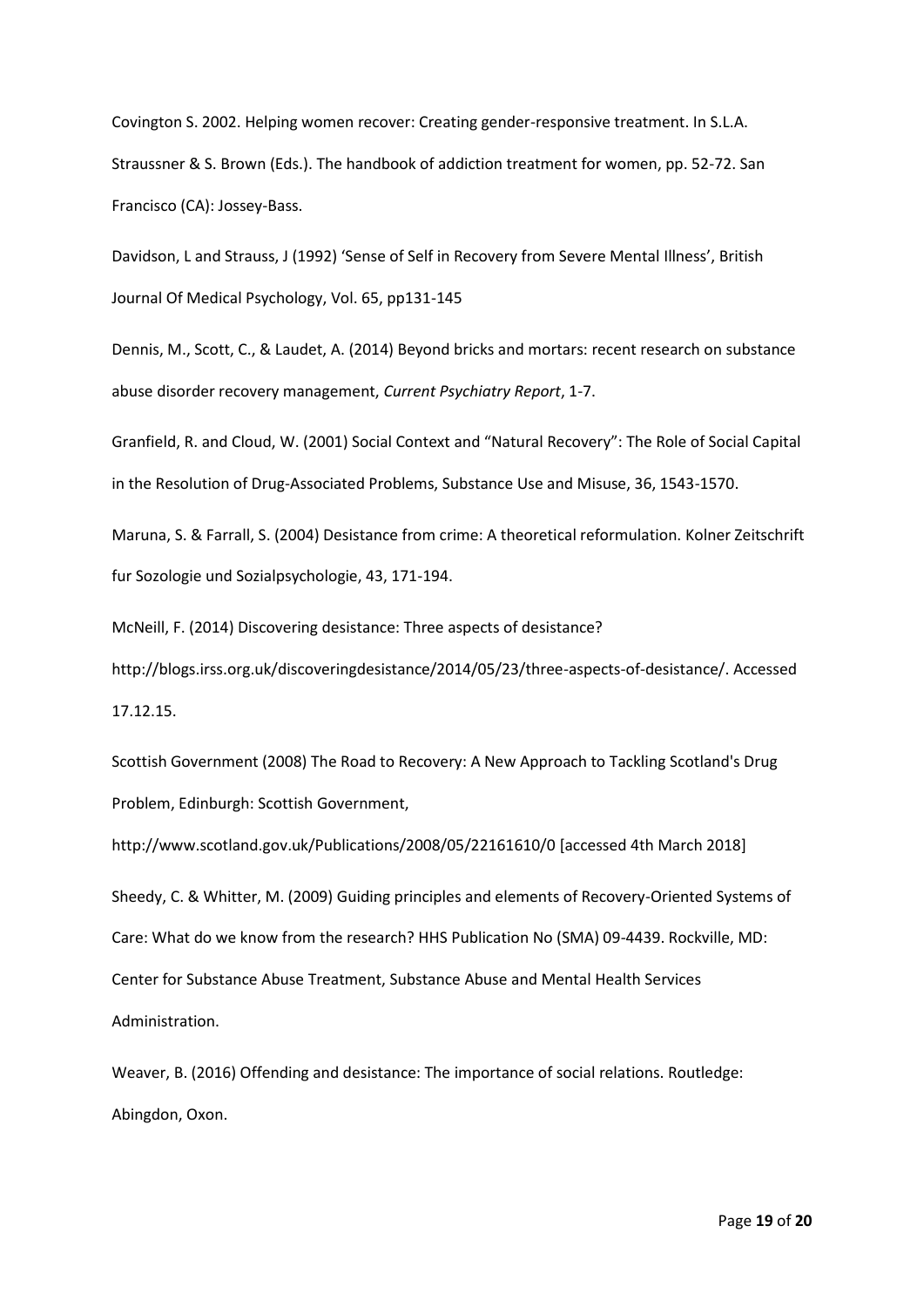Covington S. 2002. Helping women recover: Creating gender-responsive treatment. In S.L.A. Straussner & S. Brown (Eds.). The handbook of addiction treatment for women, pp. 52-72. San Francisco (CA): Jossey-Bass.

Davidson, L and Strauss, J (1992) 'Sense of Self in Recovery from Severe Mental Illness', British Journal Of Medical Psychology, Vol. 65, pp131-145

Dennis, M., Scott, C., & Laudet, A. (2014) Beyond bricks and mortars: recent research on substance abuse disorder recovery management, *Current Psychiatry Report*, 1-7.

Granfield, R. and Cloud, W. (2001) Social Context and "Natural Recovery": The Role of Social Capital in the Resolution of Drug-Associated Problems, Substance Use and Misuse, 36, 1543-1570.

Maruna, S. & Farrall, S. (2004) Desistance from crime: A theoretical reformulation. Kolner Zeitschrift fur Sozologie und Sozialpsychologie, 43, 171-194.

McNeill, F. (2014) Discovering desistance: Three aspects of desistance? http://blogs.irss.org.uk/discoveringdesistance/2014/05/23/three-aspects-of-desistance/. Accessed 17.12.15.

Scottish Government (2008) The Road to Recovery: A New Approach to Tackling Scotland's Drug Problem, Edinburgh: Scottish Government, http://www.scotland.gov.uk/Publications/2008/05/22161610/0 [accessed 4th March 2018]

Sheedy, C. & Whitter, M. (2009) Guiding principles and elements of Recovery-Oriented Systems of Care: What do we know from the research? HHS Publication No (SMA) 09-4439. Rockville, MD: Center for Substance Abuse Treatment, Substance Abuse and Mental Health Services Administration.

Weaver, B. (2016) Offending and desistance: The importance of social relations. Routledge: Abingdon, Oxon.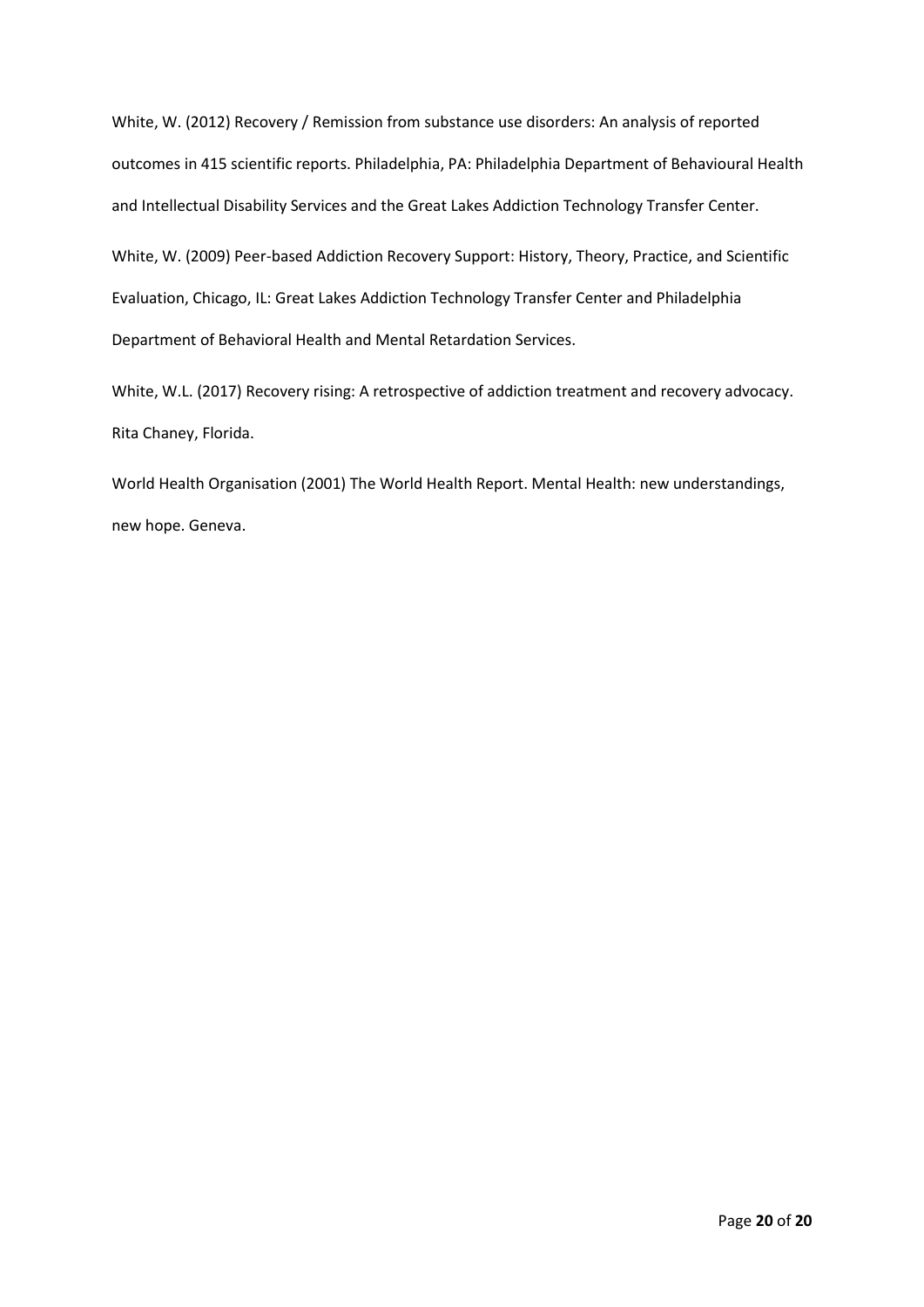White, W. (2012) Recovery / Remission from substance use disorders: An analysis of reported outcomes in 415 scientific reports. Philadelphia, PA: Philadelphia Department of Behavioural Health and Intellectual Disability Services and the Great Lakes Addiction Technology Transfer Center.

White, W. (2009) Peer-based Addiction Recovery Support: History, Theory, Practice, and Scientific Evaluation, Chicago, IL: Great Lakes Addiction Technology Transfer Center and Philadelphia Department of Behavioral Health and Mental Retardation Services.

White, W.L. (2017) Recovery rising: A retrospective of addiction treatment and recovery advocacy. Rita Chaney, Florida.

World Health Organisation (2001) The World Health Report. Mental Health: new understandings, new hope. Geneva.